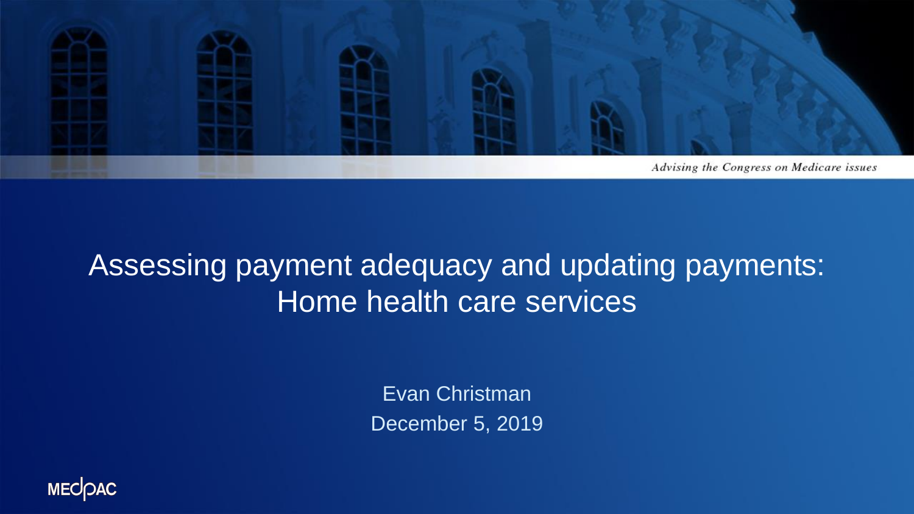*Advising the Congress on Medicare issues*

# Assessing payment adequacy and updating payments: Home health care services

Evan Christman

December 5, 2019

MEDPAC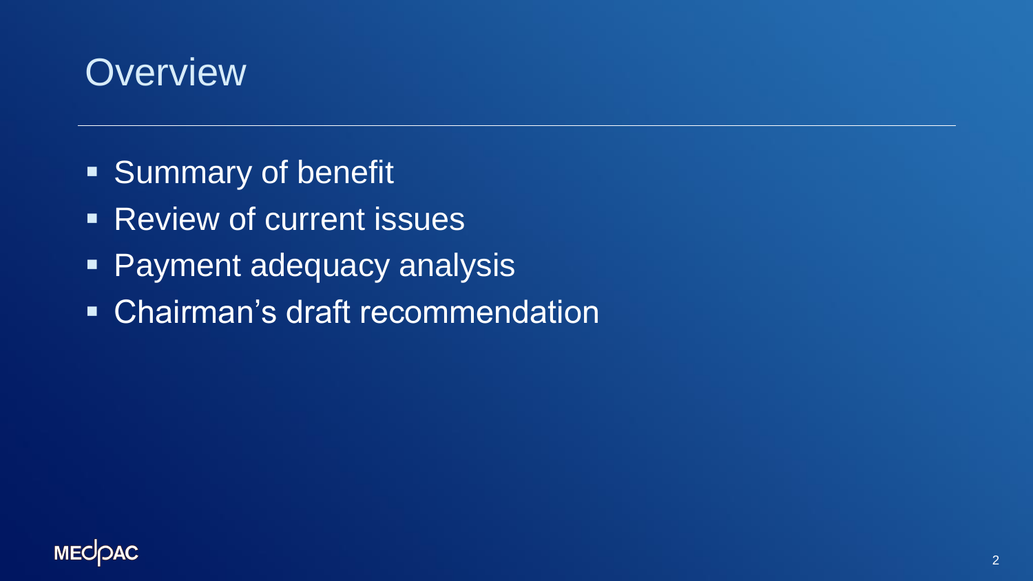# Overview

- Summary of benefit
- Review of current issues
- Payment adequacy analysis
- Chairman’s draft recommendation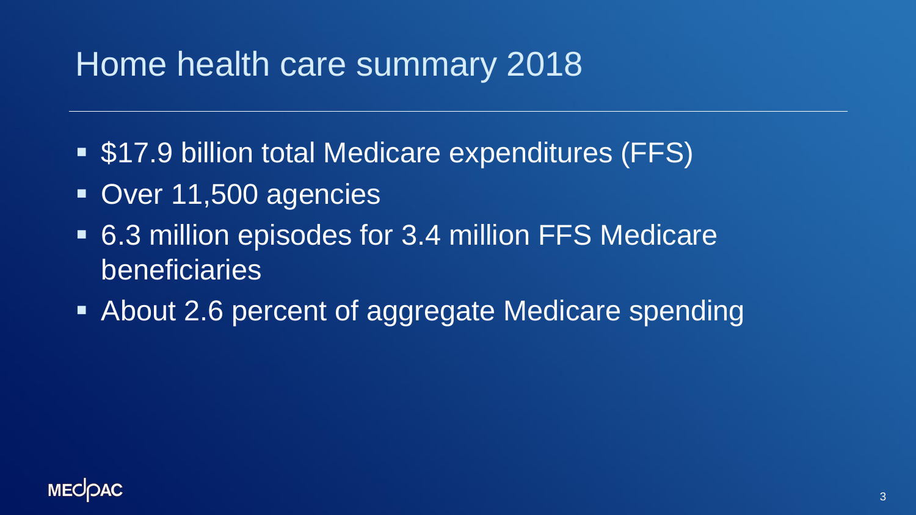# Home health care summary 2018

- $17.9 billion total Medicare expenditures (FFS)
- Over 11,500 agencies
- 6.3 million episodes for 3.4 million FFS Medicare beneficiaries
- About 2.6 percent of aggregate Medicare spending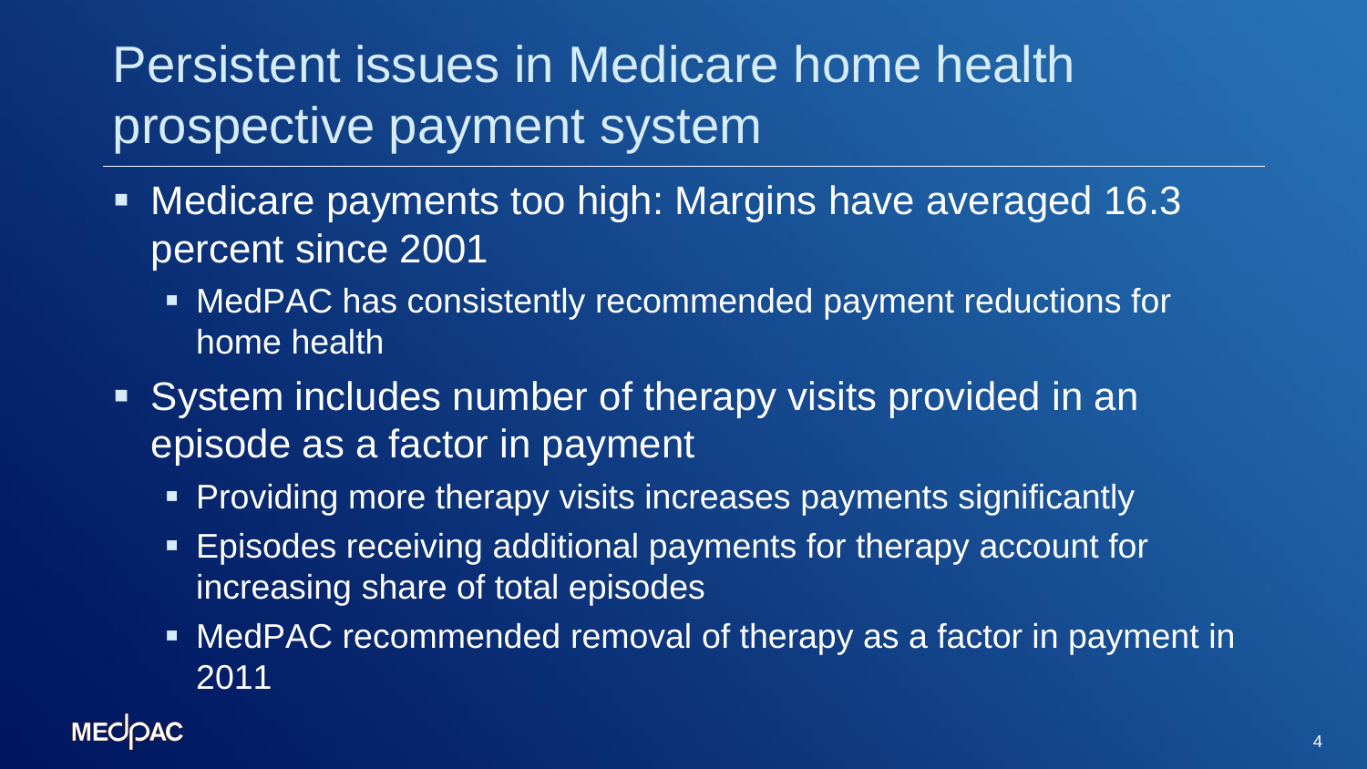# Persistent issues in Medicare home health prospective payment system

- Medicare payments too high: Margins have averaged 16.3 percent since 2001
  - MedPAC has consistently recommended payment reductions for home health
- System includes number of therapy visits provided in an episode as a factor in payment
  - Providing more therapy visits increases payments significantly
  - Episodes receiving additional payments for therapy account for increasing share of total episodes
  - MedPAC recommended removal of therapy as a factor in payment in 2011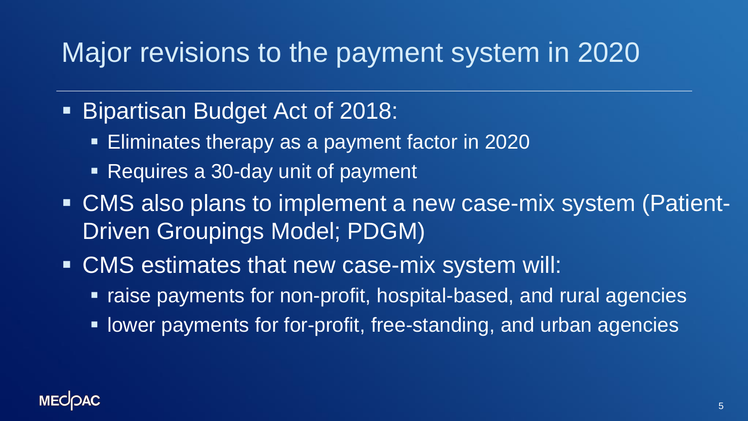# Major revisions to the payment system in 2020

- Bipartisan Budget Act of 2018:
  - Eliminates therapy as a payment factor in 2020
  - Requires a 30-day unit of payment
- CMS also plans to implement a new case-mix system (Patient-Driven Groupings Model; PDGM)
- CMS estimates that new case-mix system will:
  - raise payments for non-profit, hospital-based, and rural agencies
  - lower payments for for-profit, free-standing, and urban agencies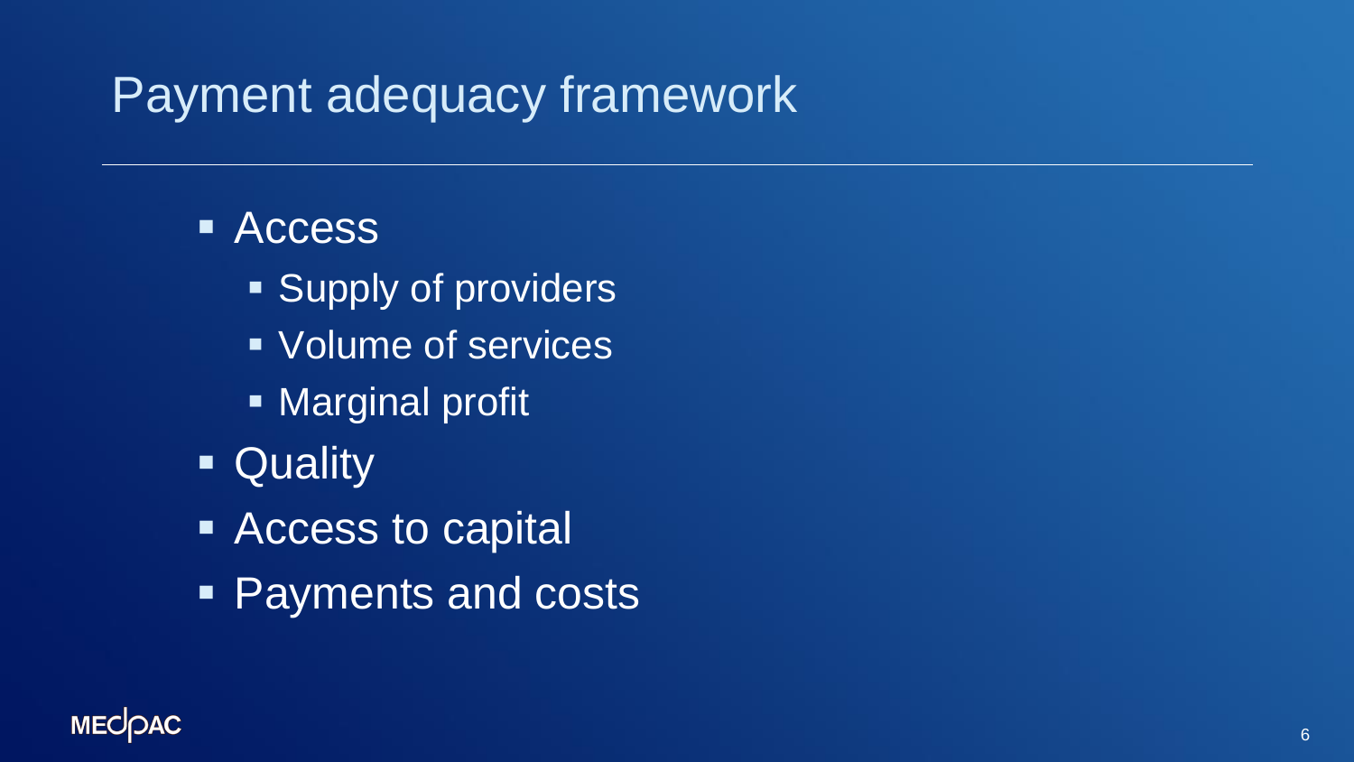# Payment adequacy framework

- Access
  - Supply of providers
  - Volume of services
  - Marginal profit
- Quality
- Access to capital
- Payments and costs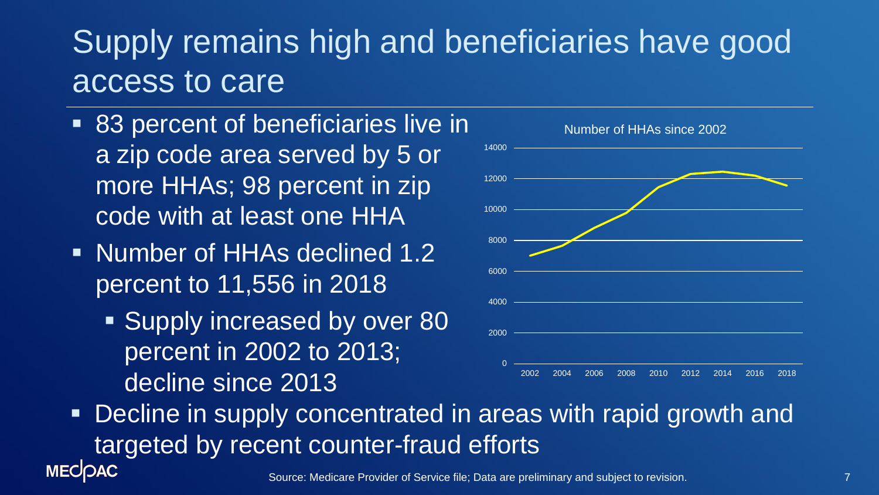# Supply remains high and beneficiaries have good access to care

- 83 percent of beneficiaries live in a zip code area served by 5 or more HHAs; 98 percent in zip code with at least one HHA
- Number of HHAs declined 1.2 percent to 11,556 in 2018
  - Supply increased by over 80 percent in 2002 to 2013; decline since 2013
- Decline in supply concentrated in areas with rapid growth and targeted by recent counter-fraud efforts

Number of HHAs since 2002

Source: Medicare Provider of Service file; Data are preliminary and subject to revision.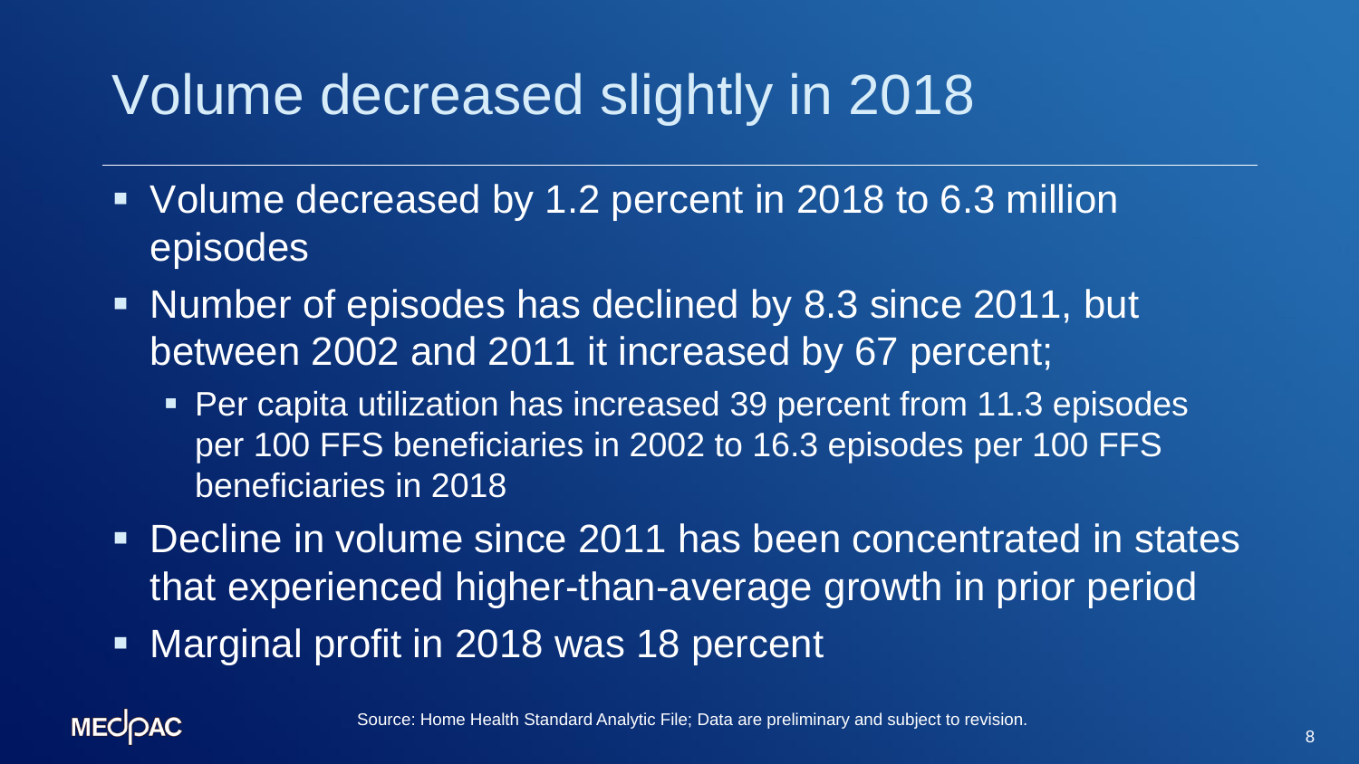# Volume decreased slightly in 2018

- Volume decreased by 1.2 percent in 2018 to 6.3 million episodes
- Number of episodes has declined by 8.3 since 2011, but between 2002 and 2011 it increased by 67 percent;
  - Per capita utilization has increased 39 percent from 11.3 episodes per 100 FFS beneficiaries in 2002 to 16.3 episodes per 100 FFS beneficiaries in 2018
- Decline in volume since 2011 has been concentrated in states that experienced higher-than-average growth in prior period
- Marginal profit in 2018 was 18 percent

Source: Home Health Standard Analytic File; Data are preliminary and subject to revision.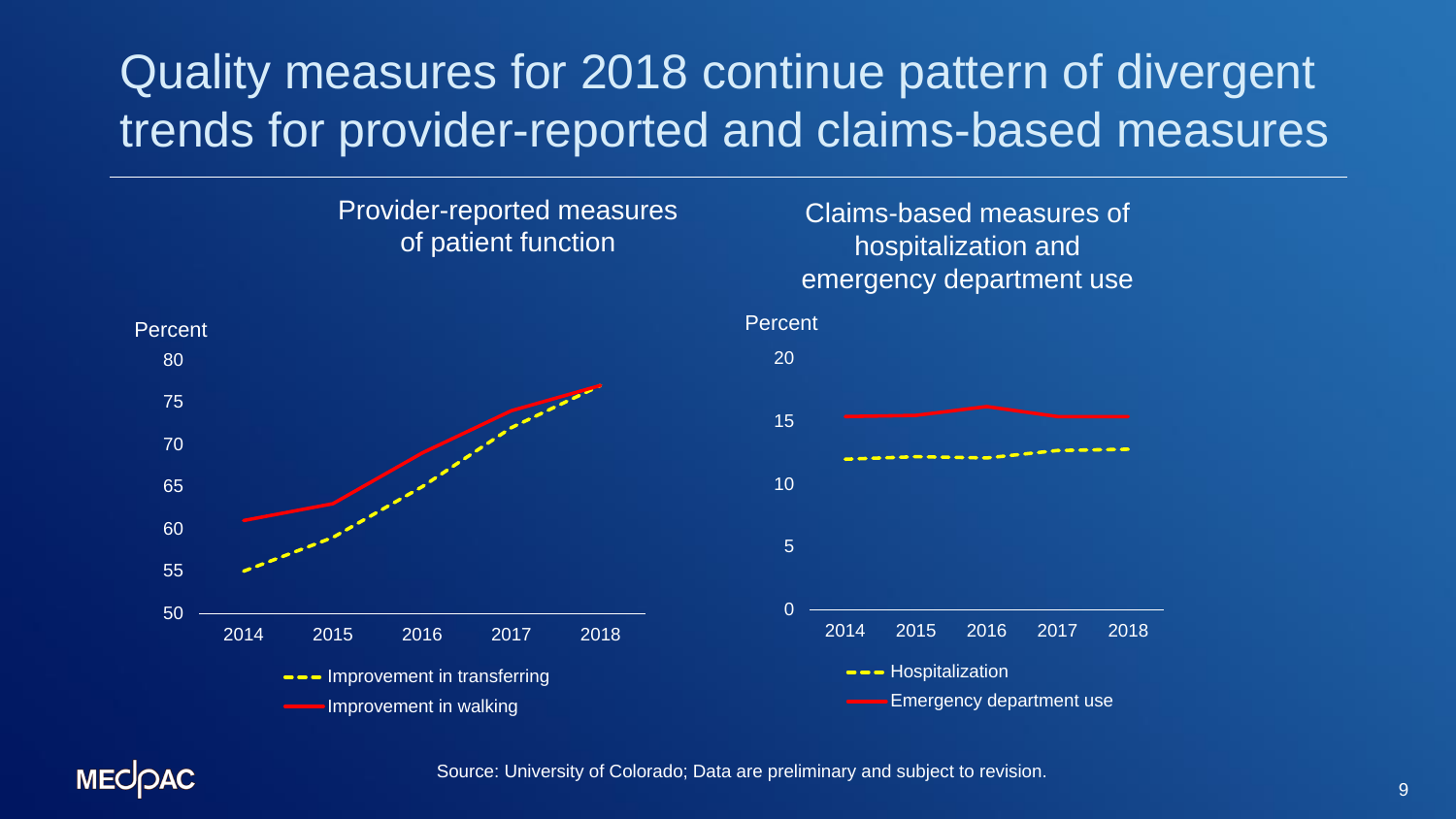# Quality measures for 2018 continue pattern of divergent trends for provider-reported and claims-based measures

Provider-reported measures of patient function

Percent

80
75
70
65
60
55
50

2014 2015 2016 2017 2018

Improvement in transferring
Improvement in walking

Claims-based measures of hospitalization and emergency department use

Percent

20
15
10
5
0

2014 2015 2016 2017 2018

Hospitalization
Emergency department use

Source: University of Colorado; Data are preliminary and subject to revision.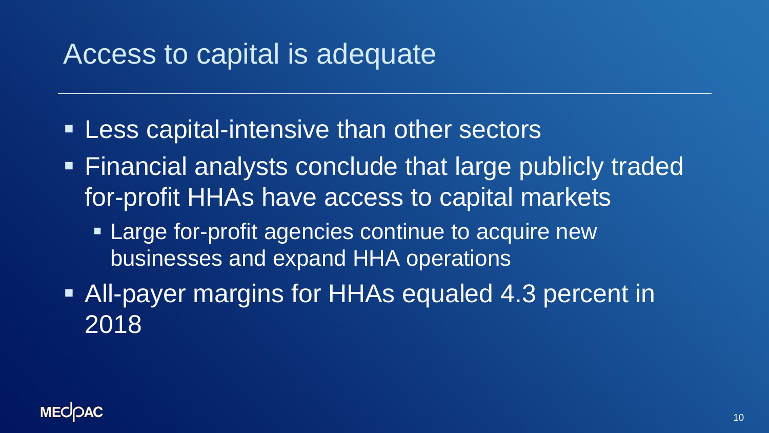# Access to capital is adequate

- Less capital-intensive than other sectors
- Financial analysts conclude that large publicly traded for-profit HHAs have access to capital markets
  - Large for-profit agencies continue to acquire new businesses and expand HHA operations
- All-payer margins for HHAs equaled 4.3 percent in 2018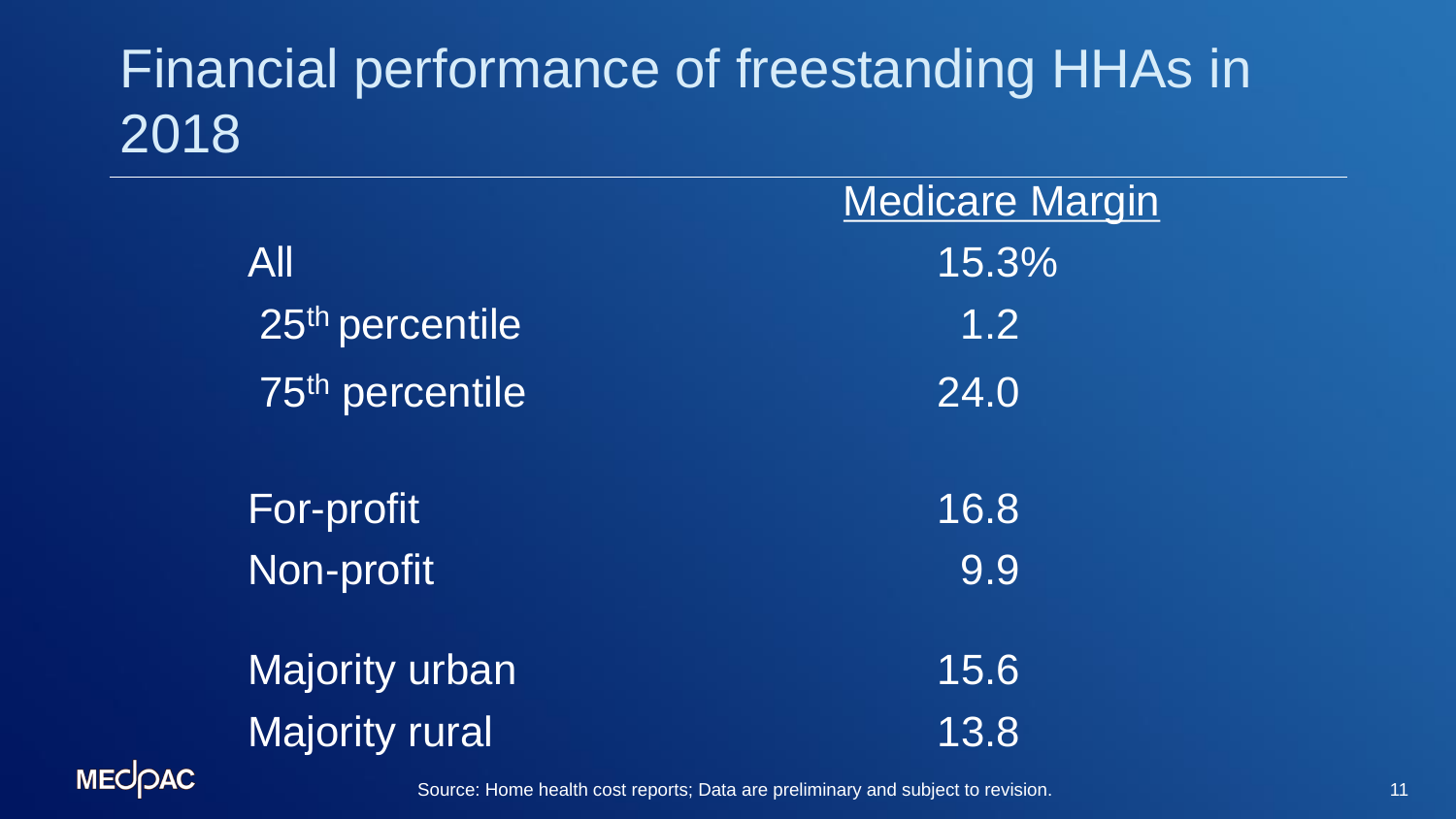# Financial performance of freestanding HHAs in 2018

| | Medicare Margin |
|---|---|
| All | 15.3% |
| 25th percentile | 1.2 |
| 75th percentile | 24.0 |
| For-profit | 16.8 |
| Non-profit | 9.9 |
| Majority urban | 15.6 |
| Majority rural | 13.8 |

Source: Home health cost reports; Data are preliminary and subject to revision.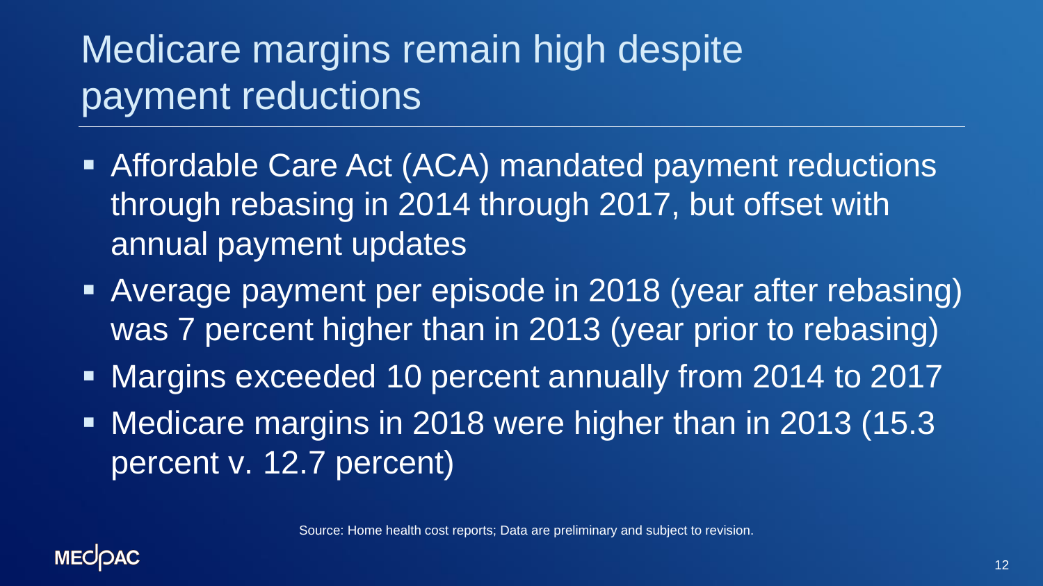# Medicare margins remain high despite payment reductions

- Affordable Care Act (ACA) mandated payment reductions through rebasing in 2014 through 2017, but offset with annual payment updates
- Average payment per episode in 2018 (year after rebasing) was 7 percent higher than in 2013 (year prior to rebasing)
- Margins exceeded 10 percent annually from 2014 to 2017
- Medicare margins in 2018 were higher than in 2013 (15.3 percent v. 12.7 percent)

Source: Home health cost reports; Data are preliminary and subject to revision.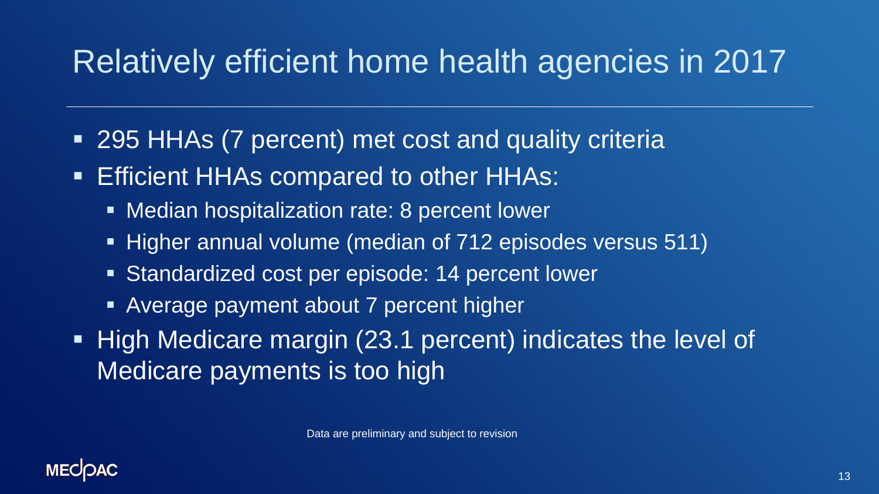# Relatively efficient home health agencies in 2017

- 295 HHAs (7 percent) met cost and quality criteria
- Efficient HHAs compared to other HHAs:
  - Median hospitalization rate: 8 percent lower
  - Higher annual volume (median of 712 episodes versus 511)
  - Standardized cost per episode: 14 percent lower
  - Average payment about 7 percent higher
- High Medicare margin (23.1 percent) indicates the level of Medicare payments is too high

Data are preliminary and subject to revision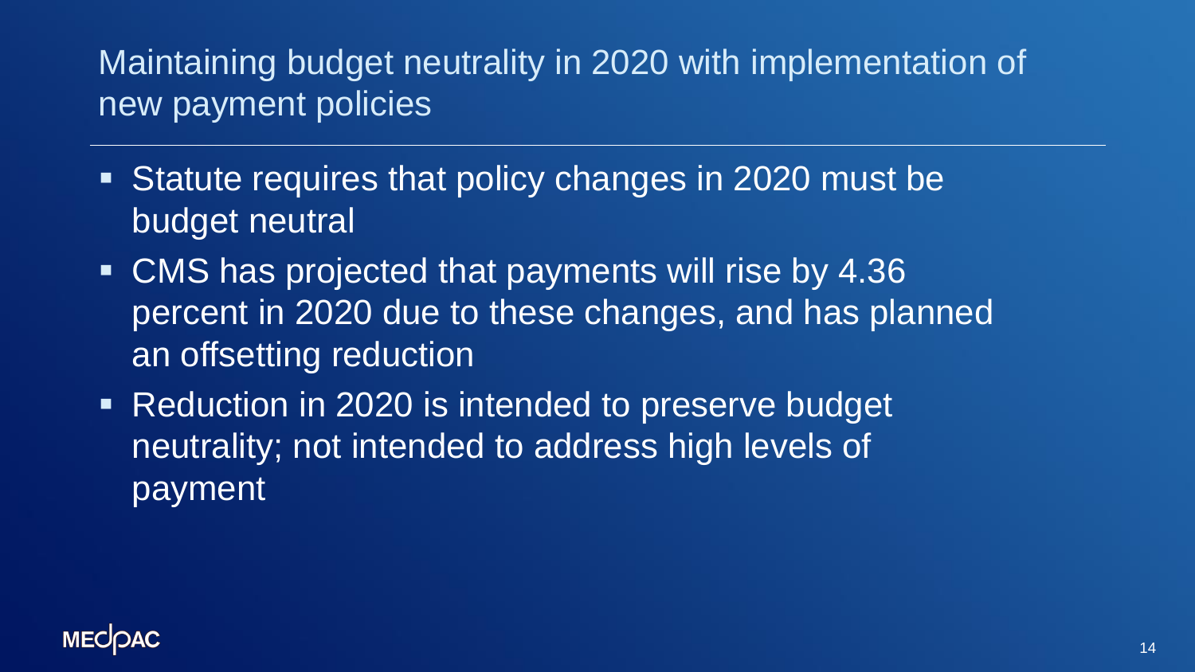# Maintaining budget neutrality in 2020 with implementation of new payment policies

- Statute requires that policy changes in 2020 must be budget neutral
- CMS has projected that payments will rise by 4.36 percent in 2020 due to these changes, and has planned an offsetting reduction
- Reduction in 2020 is intended to preserve budget neutrality; not intended to address high levels of payment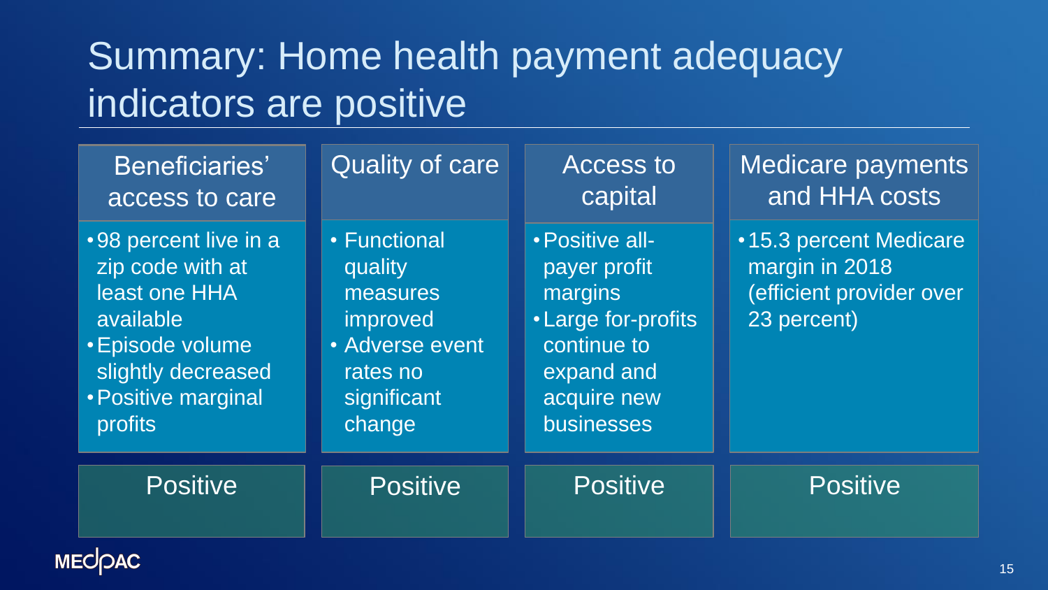# Summary: Home health payment adequacy indicators are positive

| Beneficiaries' access to care | Quality of care | Access to capital | Medicare payments and HHA costs |
| --- | --- | --- | --- |
| • 98 percent live in a zip code with at least one HHA available<br>• Episode volume slightly decreased<br>• Positive marginal profits | • Functional quality measures improved<br>• Adverse event rates no significant change | • Positive all-payer profit margins<br>• Large for-profits continue to expand and acquire new businesses | • 15.3 percent Medicare margin in 2018 (efficient provider over 23 percent) |
| Positive | Positive | Positive | Positive |

MEDPAC